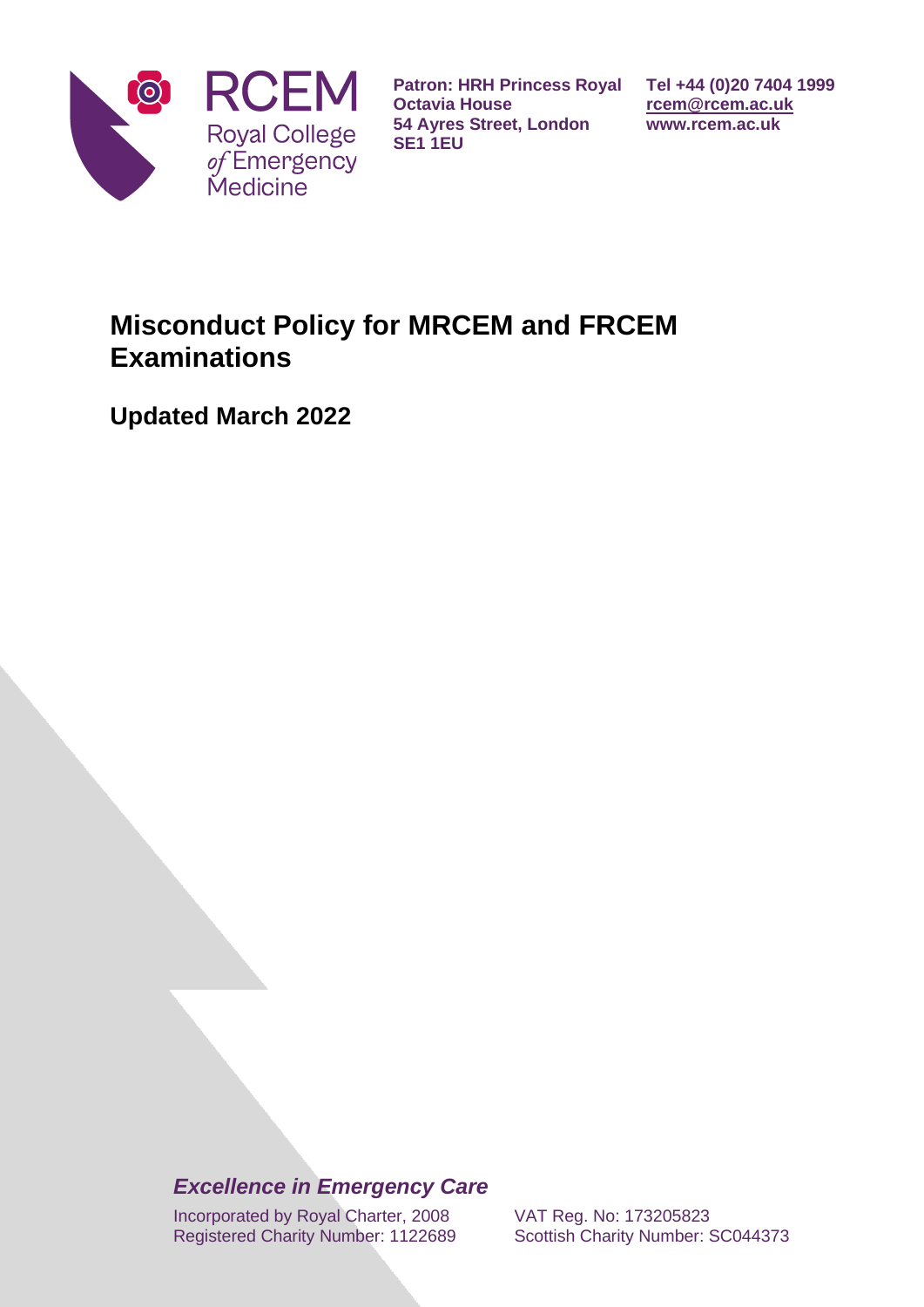RCEM
Royal College *of* Emergency Medicine

**Patron: HRH Princess Royal**
**Octavia House**
**54 Ayres Street, London**
**SE1 1EU**

**Tel +44 (0)20 7404 1999**
**rcem@rcem.ac.uk**
**www.rcem.ac.uk**

# Misconduct Policy for MRCEM and FRCEM Examinations

## Updated March 2022

***Excellence in Emergency Care***

Incorporated by Royal Charter, 2008
Registered Charity Number: 1122689

VAT Reg. No: 173205823
Scottish Charity Number: SC044373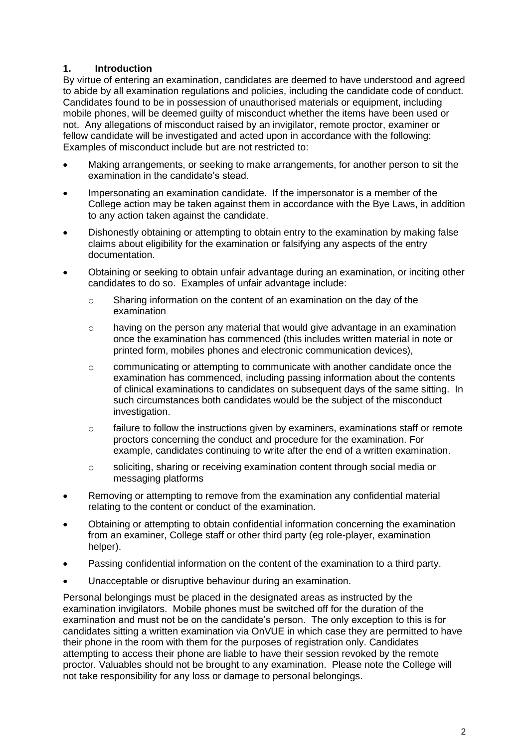## 1. Introduction

By virtue of entering an examination, candidates are deemed to have understood and agreed to abide by all examination regulations and policies, including the candidate code of conduct. Candidates found to be in possession of unauthorised materials or equipment, including mobile phones, will be deemed guilty of misconduct whether the items have been used or not. Any allegations of misconduct raised by an invigilator, remote proctor, examiner or fellow candidate will be investigated and acted upon in accordance with the following: Examples of misconduct include but are not restricted to:

- Making arrangements, or seeking to make arrangements, for another person to sit the examination in the candidate's stead.
- Impersonating an examination candidate. If the impersonator is a member of the College action may be taken against them in accordance with the Bye Laws, in addition to any action taken against the candidate.
- Dishonestly obtaining or attempting to obtain entry to the examination by making false claims about eligibility for the examination or falsifying any aspects of the entry documentation.
- Obtaining or seeking to obtain unfair advantage during an examination, or inciting other candidates to do so. Examples of unfair advantage include:
  - Sharing information on the content of an examination on the day of the examination
  - having on the person any material that would give advantage in an examination once the examination has commenced (this includes written material in note or printed form, mobiles phones and electronic communication devices),
  - communicating or attempting to communicate with another candidate once the examination has commenced, including passing information about the contents of clinical examinations to candidates on subsequent days of the same sitting. In such circumstances both candidates would be the subject of the misconduct investigation.
  - failure to follow the instructions given by examiners, examinations staff or remote proctors concerning the conduct and procedure for the examination. For example, candidates continuing to write after the end of a written examination.
  - soliciting, sharing or receiving examination content through social media or messaging platforms
- Removing or attempting to remove from the examination any confidential material relating to the content or conduct of the examination.
- Obtaining or attempting to obtain confidential information concerning the examination from an examiner, College staff or other third party (eg role-player, examination helper).
- Passing confidential information on the content of the examination to a third party.
- Unacceptable or disruptive behaviour during an examination.

Personal belongings must be placed in the designated areas as instructed by the examination invigilators. Mobile phones must be switched off for the duration of the examination and must not be on the candidate's person. The only exception to this is for candidates sitting a written examination via OnVUE in which case they are permitted to have their phone in the room with them for the purposes of registration only. Candidates attempting to access their phone are liable to have their session revoked by the remote proctor. Valuables should not be brought to any examination. Please note the College will not take responsibility for any loss or damage to personal belongings.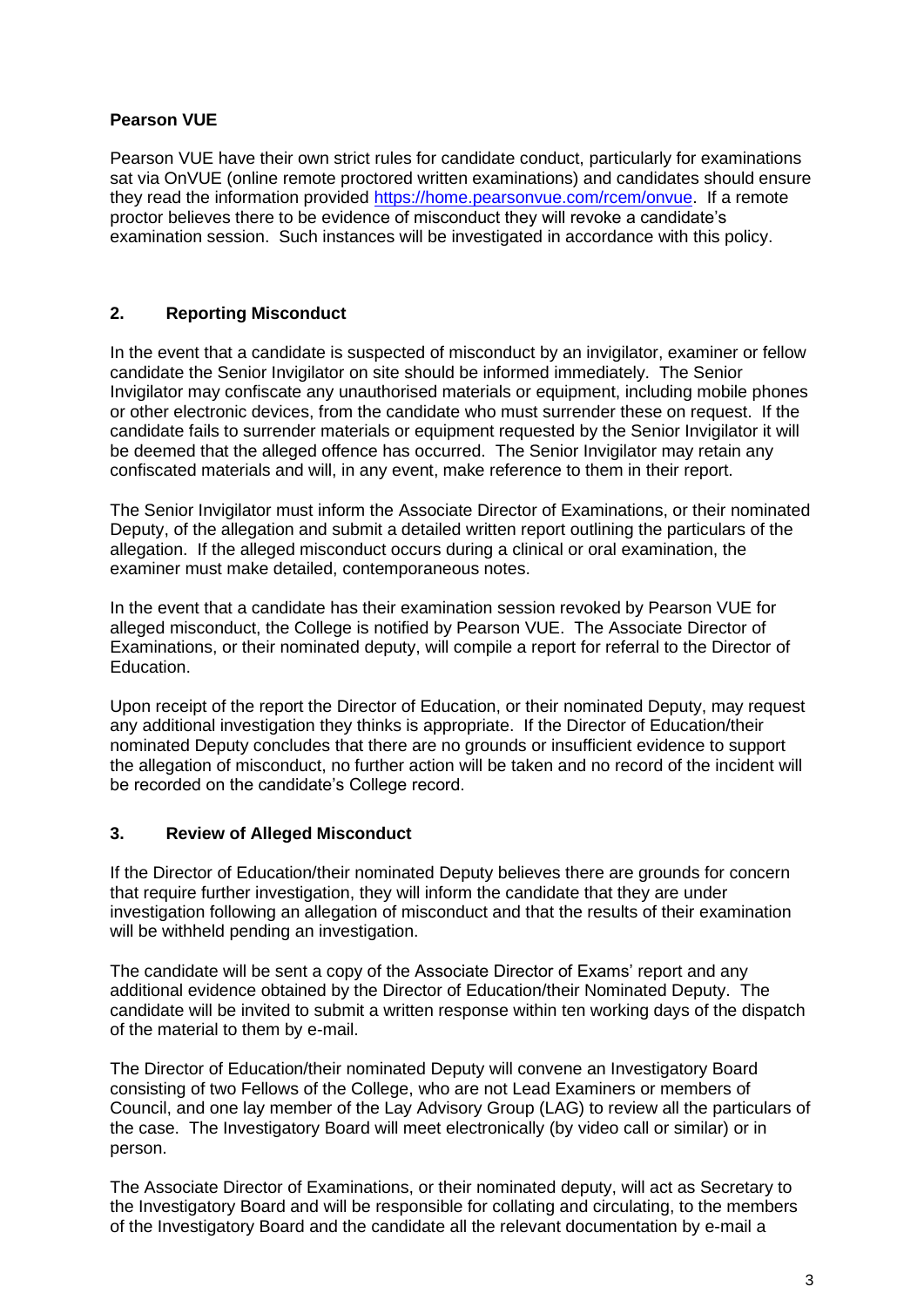**Pearson VUE**

Pearson VUE have their own strict rules for candidate conduct, particularly for examinations sat via OnVUE (online remote proctored written examinations) and candidates should ensure they read the information provided https://home.pearsonvue.com/rcem/onvue. If a remote proctor believes there to be evidence of misconduct they will revoke a candidate's examination session. Such instances will be investigated in accordance with this policy.

## 2. Reporting Misconduct

In the event that a candidate is suspected of misconduct by an invigilator, examiner or fellow candidate the Senior Invigilator on site should be informed immediately. The Senior Invigilator may confiscate any unauthorised materials or equipment, including mobile phones or other electronic devices, from the candidate who must surrender these on request. If the candidate fails to surrender materials or equipment requested by the Senior Invigilator it will be deemed that the alleged offence has occurred. The Senior Invigilator may retain any confiscated materials and will, in any event, make reference to them in their report.

The Senior Invigilator must inform the Associate Director of Examinations, or their nominated Deputy, of the allegation and submit a detailed written report outlining the particulars of the allegation. If the alleged misconduct occurs during a clinical or oral examination, the examiner must make detailed, contemporaneous notes.

In the event that a candidate has their examination session revoked by Pearson VUE for alleged misconduct, the College is notified by Pearson VUE. The Associate Director of Examinations, or their nominated deputy, will compile a report for referral to the Director of Education.

Upon receipt of the report the Director of Education, or their nominated Deputy, may request any additional investigation they thinks is appropriate. If the Director of Education/their nominated Deputy concludes that there are no grounds or insufficient evidence to support the allegation of misconduct, no further action will be taken and no record of the incident will be recorded on the candidate's College record.

## 3. Review of Alleged Misconduct

If the Director of Education/their nominated Deputy believes there are grounds for concern that require further investigation, they will inform the candidate that they are under investigation following an allegation of misconduct and that the results of their examination will be withheld pending an investigation.

The candidate will be sent a copy of the Associate Director of Exams' report and any additional evidence obtained by the Director of Education/their Nominated Deputy. The candidate will be invited to submit a written response within ten working days of the dispatch of the material to them by e-mail.

The Director of Education/their nominated Deputy will convene an Investigatory Board consisting of two Fellows of the College, who are not Lead Examiners or members of Council, and one lay member of the Lay Advisory Group (LAG) to review all the particulars of the case. The Investigatory Board will meet electronically (by video call or similar) or in person.

The Associate Director of Examinations, or their nominated deputy, will act as Secretary to the Investigatory Board and will be responsible for collating and circulating, to the members of the Investigatory Board and the candidate all the relevant documentation by e-mail a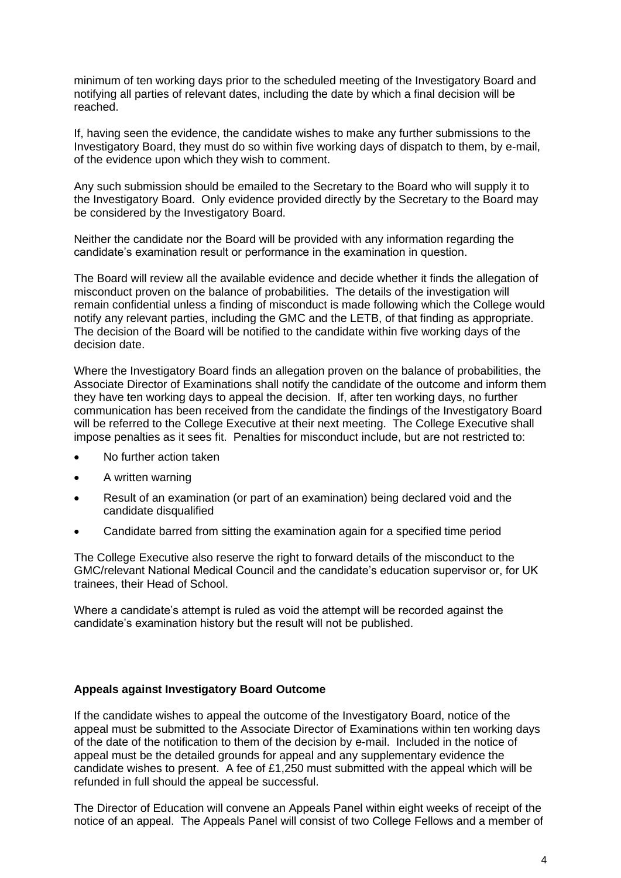minimum of ten working days prior to the scheduled meeting of the Investigatory Board and notifying all parties of relevant dates, including the date by which a final decision will be reached.

If, having seen the evidence, the candidate wishes to make any further submissions to the Investigatory Board, they must do so within five working days of dispatch to them, by e-mail, of the evidence upon which they wish to comment.

Any such submission should be emailed to the Secretary to the Board who will supply it to the Investigatory Board. Only evidence provided directly by the Secretary to the Board may be considered by the Investigatory Board.

Neither the candidate nor the Board will be provided with any information regarding the candidate's examination result or performance in the examination in question.

The Board will review all the available evidence and decide whether it finds the allegation of misconduct proven on the balance of probabilities. The details of the investigation will remain confidential unless a finding of misconduct is made following which the College would notify any relevant parties, including the GMC and the LETB, of that finding as appropriate. The decision of the Board will be notified to the candidate within five working days of the decision date.

Where the Investigatory Board finds an allegation proven on the balance of probabilities, the Associate Director of Examinations shall notify the candidate of the outcome and inform them they have ten working days to appeal the decision. If, after ten working days, no further communication has been received from the candidate the findings of the Investigatory Board will be referred to the College Executive at their next meeting. The College Executive shall impose penalties as it sees fit. Penalties for misconduct include, but are not restricted to:

- No further action taken
- A written warning
- Result of an examination (or part of an examination) being declared void and the candidate disqualified
- Candidate barred from sitting the examination again for a specified time period

The College Executive also reserve the right to forward details of the misconduct to the GMC/relevant National Medical Council and the candidate's education supervisor or, for UK trainees, their Head of School.

Where a candidate's attempt is ruled as void the attempt will be recorded against the candidate's examination history but the result will not be published.

**Appeals against Investigatory Board Outcome**

If the candidate wishes to appeal the outcome of the Investigatory Board, notice of the appeal must be submitted to the Associate Director of Examinations within ten working days of the date of the notification to them of the decision by e-mail. Included in the notice of appeal must be the detailed grounds for appeal and any supplementary evidence the candidate wishes to present. A fee of £1,250 must submitted with the appeal which will be refunded in full should the appeal be successful.

The Director of Education will convene an Appeals Panel within eight weeks of receipt of the notice of an appeal. The Appeals Panel will consist of two College Fellows and a member of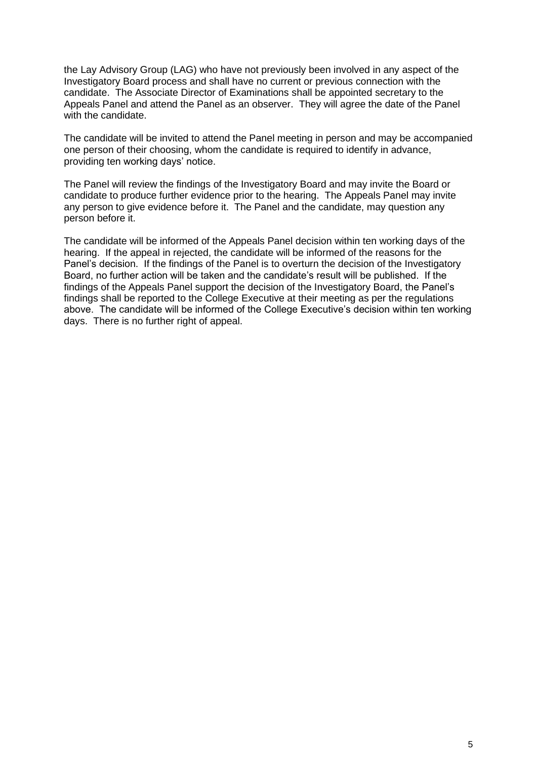the Lay Advisory Group (LAG) who have not previously been involved in any aspect of the Investigatory Board process and shall have no current or previous connection with the candidate. The Associate Director of Examinations shall be appointed secretary to the Appeals Panel and attend the Panel as an observer. They will agree the date of the Panel with the candidate.

The candidate will be invited to attend the Panel meeting in person and may be accompanied one person of their choosing, whom the candidate is required to identify in advance, providing ten working days' notice.

The Panel will review the findings of the Investigatory Board and may invite the Board or candidate to produce further evidence prior to the hearing. The Appeals Panel may invite any person to give evidence before it. The Panel and the candidate, may question any person before it.

The candidate will be informed of the Appeals Panel decision within ten working days of the hearing. If the appeal in rejected, the candidate will be informed of the reasons for the Panel's decision. If the findings of the Panel is to overturn the decision of the Investigatory Board, no further action will be taken and the candidate's result will be published. If the findings of the Appeals Panel support the decision of the Investigatory Board, the Panel's findings shall be reported to the College Executive at their meeting as per the regulations above. The candidate will be informed of the College Executive's decision within ten working days. There is no further right of appeal.